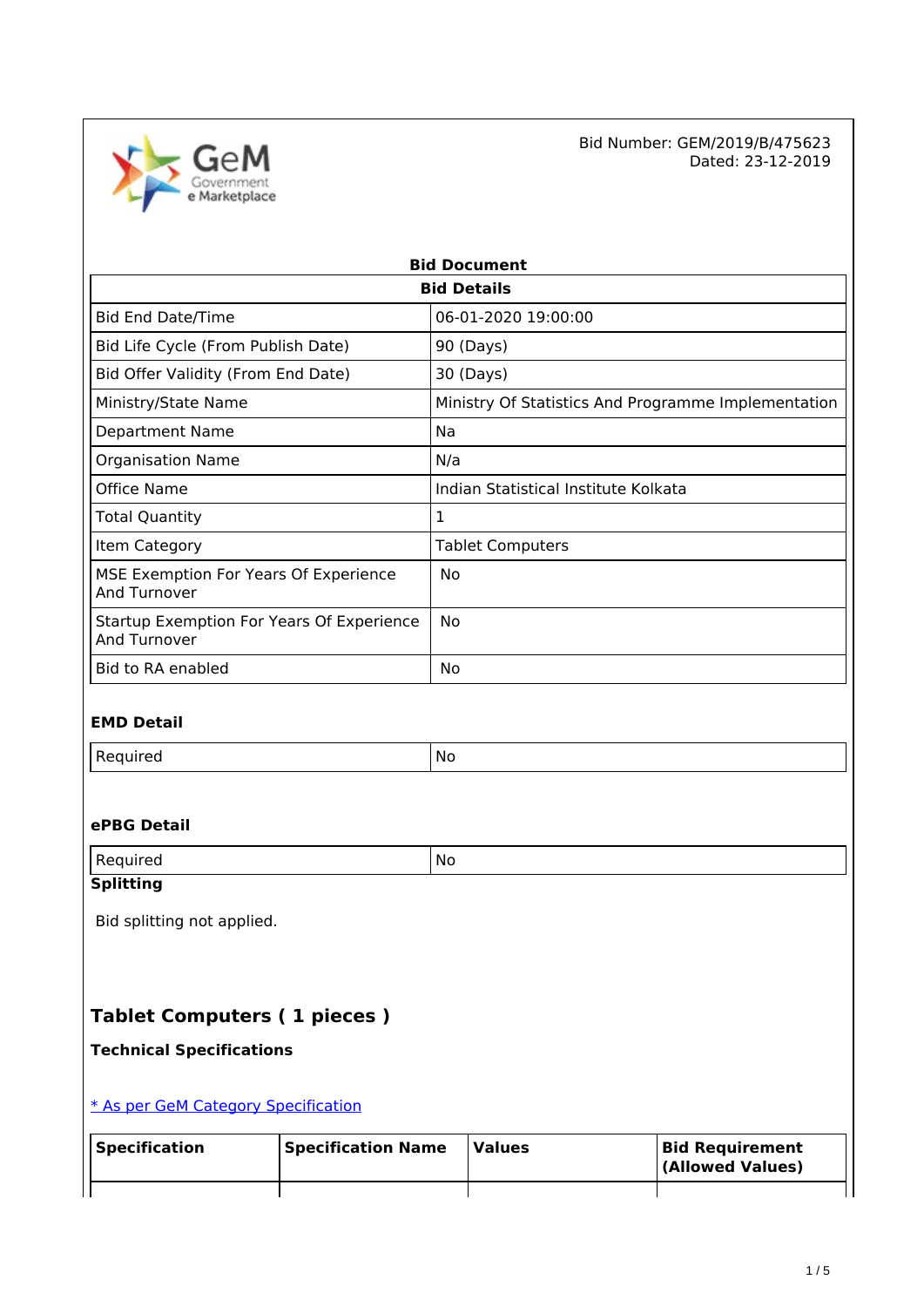Bid Number: GEM/2019/B/475623
Dated: 23-12-2019

## Bid Document

| Bid Details | |
|---|---|
| Bid End Date/Time | 06-01-2020 19:00:00 |
| Bid Life Cycle (From Publish Date) | 90 (Days) |
| Bid Offer Validity (From End Date) | 30 (Days) |
| Ministry/State Name | Ministry Of Statistics And Programme Implementation |
| Department Name | Na |
| Organisation Name | N/a |
| Office Name | Indian Statistical Institute Kolkata |
| Total Quantity | 1 |
| Item Category | Tablet Computers |
| MSE Exemption For Years Of Experience And Turnover | No |
| Startup Exemption For Years Of Experience And Turnover | No |
| Bid to RA enabled | No |

### EMD Detail

| | |
|---|---|
| Required | No |

### ePBG Detail

| | |
|---|---|
| Required | No |

### Splitting

Bid splitting not applied.

## Tablet Computers ( 1 pieces )

### Technical Specifications

* As per GeM Category Specification

| Specification | Specification Name | Values | Bid Requirement (Allowed Values) |
|---|---|---|---|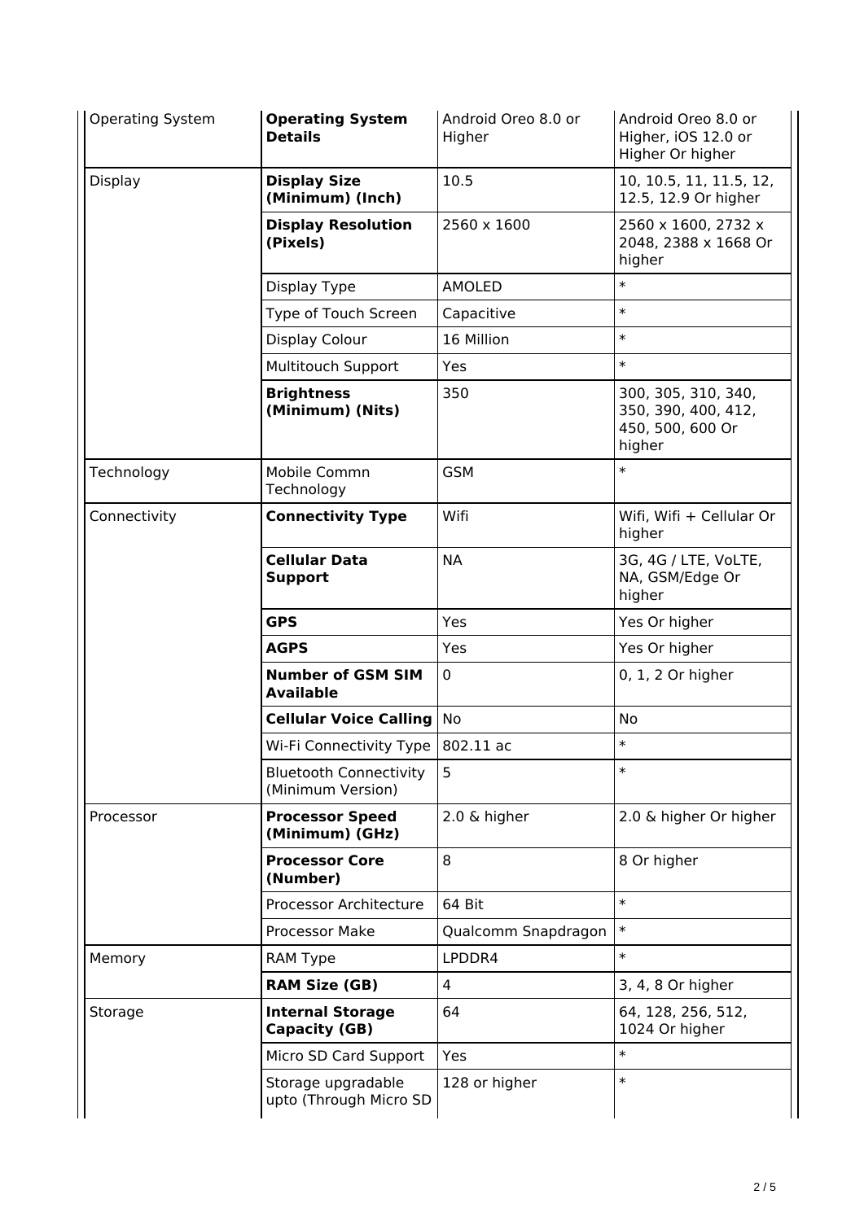| Operating System | **Operating System Details** | Android Oreo 8.0 or Higher | Android Oreo 8.0 or Higher, iOS 12.0 or Higher Or higher |
|---|---|---|---|
| Display | **Display Size (Minimum) (Inch)** | 10.5 | 10, 10.5, 11, 11.5, 12, 12.5, 12.9 Or higher |
| | **Display Resolution (Pixels)** | 2560 x 1600 | 2560 x 1600, 2732 x 2048, 2388 x 1668 Or higher |
| | Display Type | AMOLED | * |
| | Type of Touch Screen | Capacitive | * |
| | Display Colour | 16 Million | * |
| | Multitouch Support | Yes | * |
| | **Brightness (Minimum) (Nits)** | 350 | 300, 305, 310, 340, 350, 390, 400, 412, 450, 500, 600 Or higher |
| Technology | Mobile Commn Technology | GSM | * |
| Connectivity | **Connectivity Type** | Wifi | Wifi, Wifi + Cellular Or higher |
| | **Cellular Data Support** | NA | 3G, 4G / LTE, VoLTE, NA, GSM/Edge Or higher |
| | **GPS** | Yes | Yes Or higher |
| | **AGPS** | Yes | Yes Or higher |
| | **Number of GSM SIM Available** | 0 | 0, 1, 2 Or higher |
| | **Cellular Voice Calling** | No | No |
| | Wi-Fi Connectivity Type | 802.11 ac | * |
| | Bluetooth Connectivity (Minimum Version) | 5 | * |
| Processor | **Processor Speed (Minimum) (GHz)** | 2.0 & higher | 2.0 & higher Or higher |
| | **Processor Core (Number)** | 8 | 8 Or higher |
| | Processor Architecture | 64 Bit | * |
| | Processor Make | Qualcomm Snapdragon | * |
| Memory | RAM Type | LPDDR4 | * |
| | **RAM Size (GB)** | 4 | 3, 4, 8 Or higher |
| Storage | **Internal Storage Capacity (GB)** | 64 | 64, 128, 256, 512, 1024 Or higher |
| | Micro SD Card Support | Yes | * |
| | Storage upgradable upto (Through Micro SD | 128 or higher | * |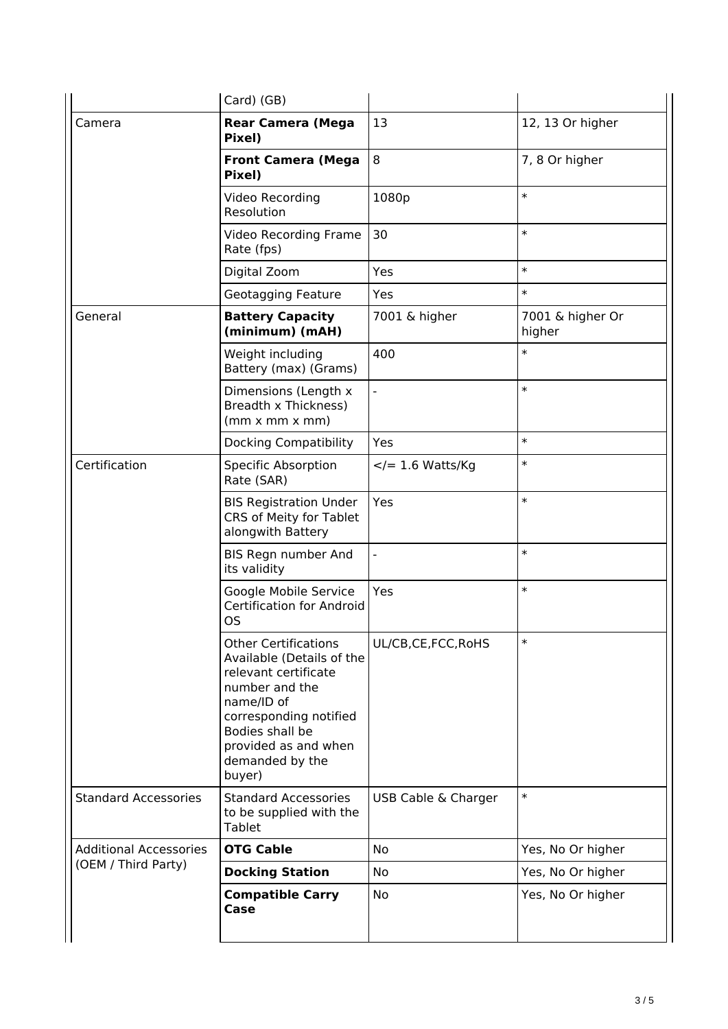| | | | |
|---|---|---|---|
| | Card) (GB) | | |
| Camera | **Rear Camera (Mega Pixel)** | 13 | 12, 13 Or higher |
| | **Front Camera (Mega Pixel)** | 8 | 7, 8 Or higher |
| | Video Recording Resolution | 1080p | * |
| | Video Recording Frame Rate (fps) | 30 | * |
| | Digital Zoom | Yes | * |
| | Geotagging Feature | Yes | * |
| General | **Battery Capacity (minimum) (mAH)** | 7001 & higher | 7001 & higher Or higher |
| | Weight including Battery (max) (Grams) | 400 | * |
| | Dimensions (Length x Breadth x Thickness) (mm x mm x mm) | - | * |
| | Docking Compatibility | Yes | * |
| Certification | Specific Absorption Rate (SAR) | </= 1.6 Watts/Kg | * |
| | BIS Registration Under CRS of Meity for Tablet alongwith Battery | Yes | * |
| | BIS Regn number And its validity | - | * |
| | Google Mobile Service Certification for Android OS | Yes | * |
| | Other Certifications Available (Details of the relevant certificate number and the name/ID of corresponding notified Bodies shall be provided as and when demanded by the buyer) | UL/CB,CE,FCC,RoHS | * |
| Standard Accessories | Standard Accessories to be supplied with the Tablet | USB Cable & Charger | * |
| Additional Accessories (OEM / Third Party) | **OTG Cable** | No | Yes, No Or higher |
| | **Docking Station** | No | Yes, No Or higher |
| | **Compatible Carry Case** | No | Yes, No Or higher |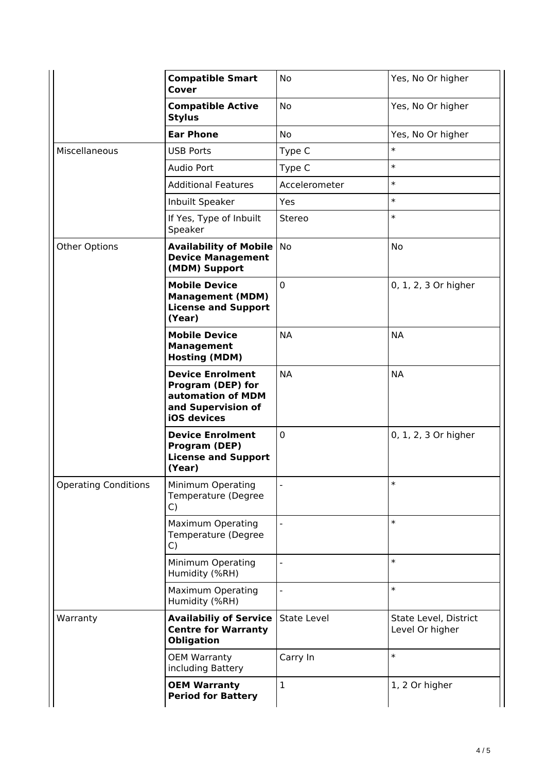| | | | |
|---|---|---|---|
| | **Compatible Smart Cover** | No | Yes, No Or higher |
| | **Compatible Active Stylus** | No | Yes, No Or higher |
| | **Ear Phone** | No | Yes, No Or higher |
| Miscellaneous | USB Ports | Type C | * |
| | Audio Port | Type C | * |
| | Additional Features | Accelerometer | * |
| | Inbuilt Speaker | Yes | * |
| | If Yes, Type of Inbuilt Speaker | Stereo | * |
| Other Options | **Availability of Mobile Device Management (MDM) Support** | No | No |
| | **Mobile Device Management (MDM) License and Support (Year)** | 0 | 0, 1, 2, 3 Or higher |
| | **Mobile Device Management Hosting (MDM)** | NA | NA |
| | **Device Enrolment Program (DEP) for automation of MDM and Supervision of iOS devices** | NA | NA |
| | **Device Enrolment Program (DEP) License and Support (Year)** | 0 | 0, 1, 2, 3 Or higher |
| Operating Conditions | Minimum Operating Temperature (Degree C) | - | * |
| | Maximum Operating Temperature (Degree C) | - | * |
| | Minimum Operating Humidity (%RH) | - | * |
| | Maximum Operating Humidity (%RH) | - | * |
| Warranty | **Availabiliy of Service Centre for Warranty Obligation** | State Level | State Level, District Level Or higher |
| | OEM Warranty including Battery | Carry In | * |
| | **OEM Warranty Period for Battery** | 1 | 1, 2 Or higher |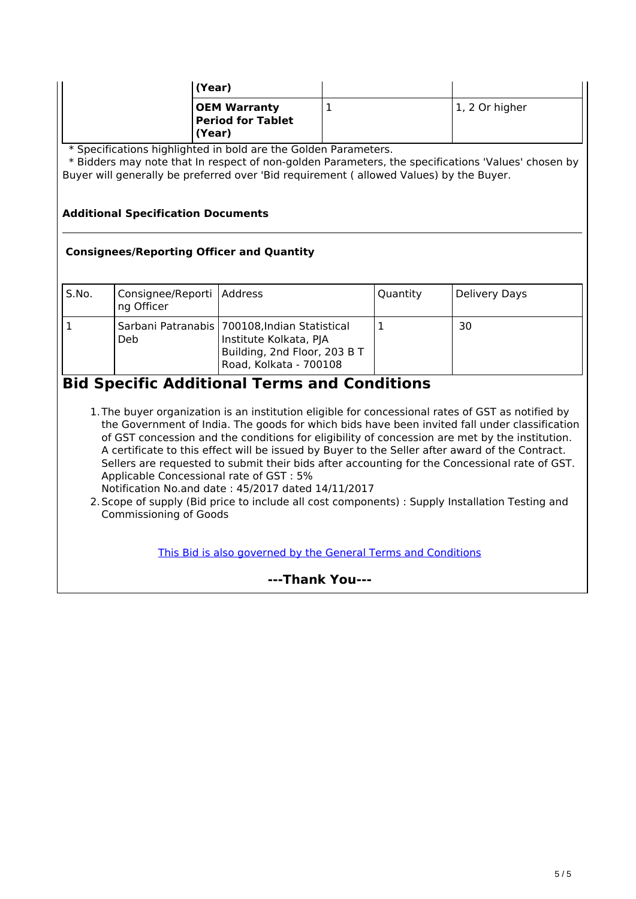| | | | |
|---|---|---|---|
| | **(Year)** | | |
| | **OEM Warranty Period for Tablet (Year)** | 1 | 1, 2 Or higher |

* Specifications highlighted in bold are the Golden Parameters.
* Bidders may note that In respect of non-golden Parameters, the specifications 'Values' chosen by Buyer will generally be preferred over 'Bid requirement ( allowed Values) by the Buyer.

**Additional Specification Documents**

---

**Consignees/Reporting Officer and Quantity**

| S.No. | Consignee/Reporting Officer | Address | Quantity | Delivery Days |
|---|---|---|---|---|
| 1 | Sarbani Patranabis Deb | 700108,Indian Statistical Institute Kolkata, PJA Building, 2nd Floor, 203 B T Road, Kolkata - 700108 | 1 | 30 |

# Bid Specific Additional Terms and Conditions

1. The buyer organization is an institution eligible for concessional rates of GST as notified by the Government of India. The goods for which bids have been invited fall under classification of GST concession and the conditions for eligibility of concession are met by the institution. A certificate to this effect will be issued by Buyer to the Seller after award of the Contract. Sellers are requested to submit their bids after accounting for the Concessional rate of GST. Applicable Concessional rate of GST : 5%
   Notification No.and date : 45/2017 dated 14/11/2017
2. Scope of supply (Bid price to include all cost components) : Supply Installation Testing and Commissioning of Goods

This Bid is also governed by the General Terms and Conditions

**---Thank You---**